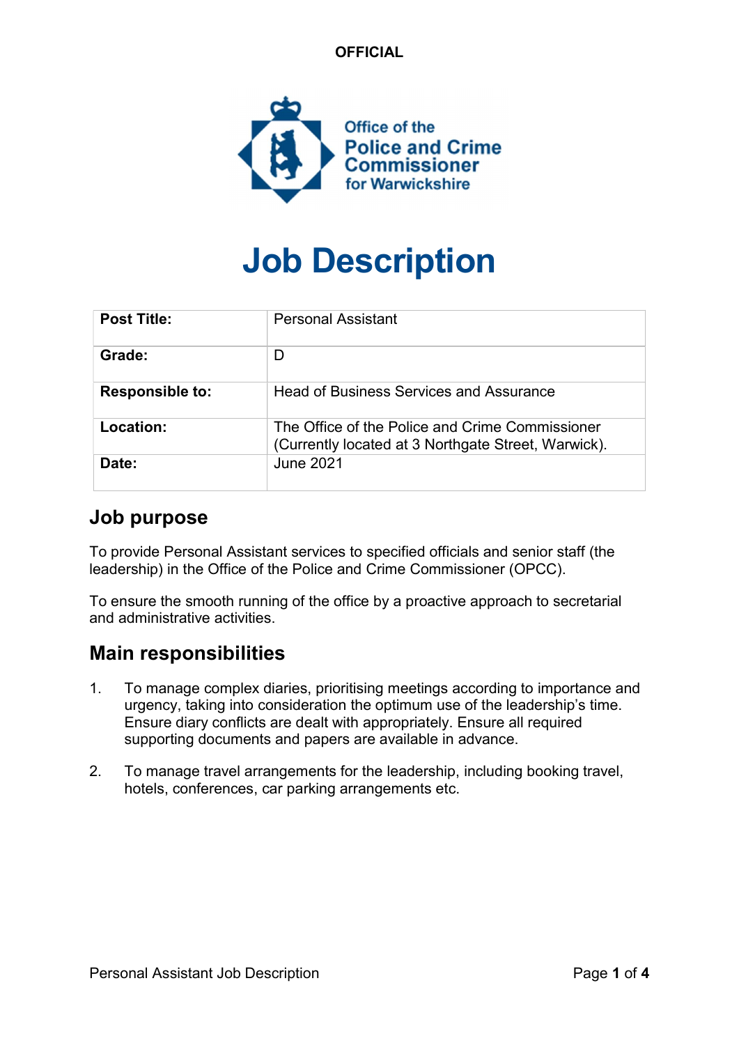OFFICIAL

Office of the Police and Crime Commissioner for Warwickshire

# Job Description

| | |
|---|---|
| **Post Title:** | Personal Assistant |
| **Grade:** | D |
| **Responsible to:** | Head of Business Services and Assurance |
| **Location:** | The Office of the Police and Crime Commissioner (Currently located at 3 Northgate Street, Warwick). |
| **Date:** | June 2021 |

## Job purpose

To provide Personal Assistant services to specified officials and senior staff (the leadership) in the Office of the Police and Crime Commissioner (OPCC).

To ensure the smooth running of the office by a proactive approach to secretarial and administrative activities.

## Main responsibilities

1. To manage complex diaries, prioritising meetings according to importance and urgency, taking into consideration the optimum use of the leadership's time. Ensure diary conflicts are dealt with appropriately. Ensure all required supporting documents and papers are available in advance.

2. To manage travel arrangements for the leadership, including booking travel, hotels, conferences, car parking arrangements etc.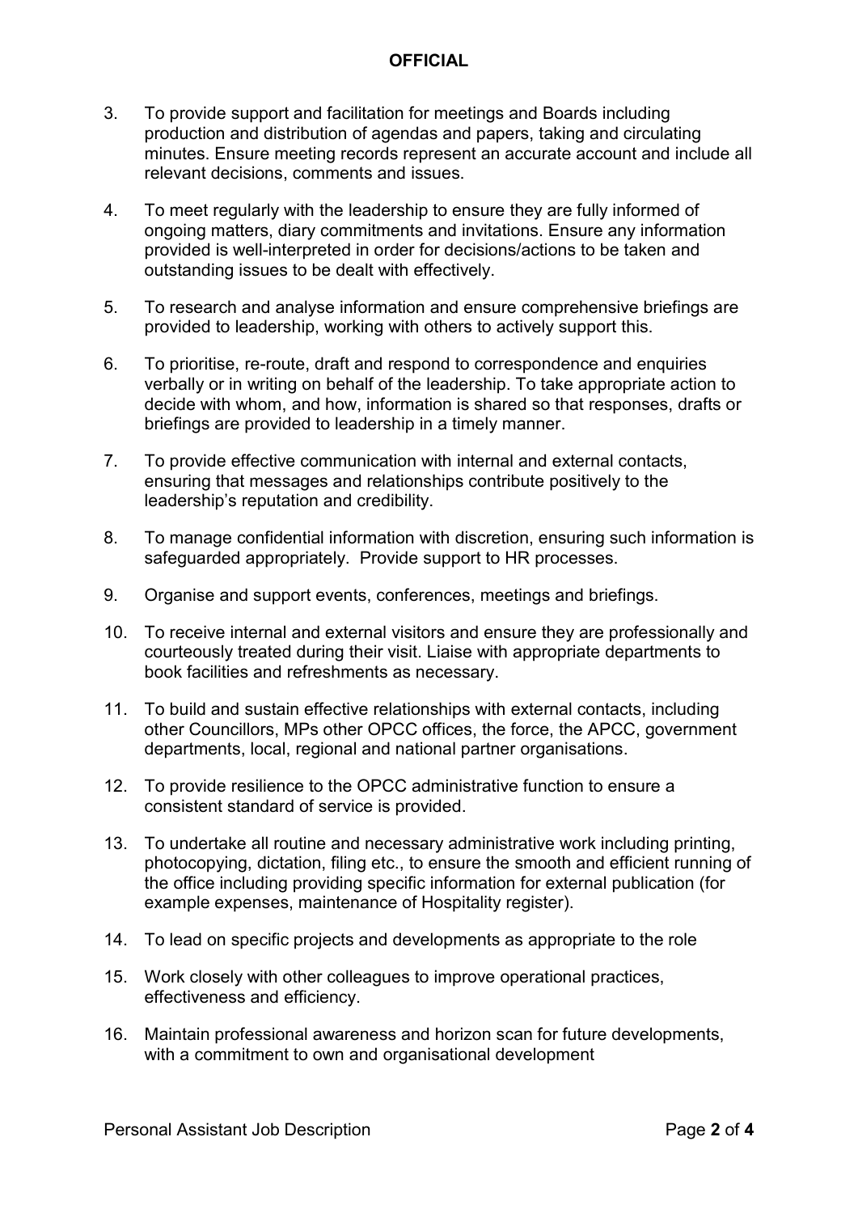3. To provide support and facilitation for meetings and Boards including production and distribution of agendas and papers, taking and circulating minutes. Ensure meeting records represent an accurate account and include all relevant decisions, comments and issues.

4. To meet regularly with the leadership to ensure they are fully informed of ongoing matters, diary commitments and invitations. Ensure any information provided is well-interpreted in order for decisions/actions to be taken and outstanding issues to be dealt with effectively.

5. To research and analyse information and ensure comprehensive briefings are provided to leadership, working with others to actively support this.

6. To prioritise, re-route, draft and respond to correspondence and enquiries verbally or in writing on behalf of the leadership. To take appropriate action to decide with whom, and how, information is shared so that responses, drafts or briefings are provided to leadership in a timely manner.

7. To provide effective communication with internal and external contacts, ensuring that messages and relationships contribute positively to the leadership's reputation and credibility.

8. To manage confidential information with discretion, ensuring such information is safeguarded appropriately. Provide support to HR processes.

9. Organise and support events, conferences, meetings and briefings.

10. To receive internal and external visitors and ensure they are professionally and courteously treated during their visit. Liaise with appropriate departments to book facilities and refreshments as necessary.

11. To build and sustain effective relationships with external contacts, including other Councillors, MPs other OPCC offices, the force, the APCC, government departments, local, regional and national partner organisations.

12. To provide resilience to the OPCC administrative function to ensure a consistent standard of service is provided.

13. To undertake all routine and necessary administrative work including printing, photocopying, dictation, filing etc., to ensure the smooth and efficient running of the office including providing specific information for external publication (for example expenses, maintenance of Hospitality register).

14. To lead on specific projects and developments as appropriate to the role

15. Work closely with other colleagues to improve operational practices, effectiveness and efficiency.

16. Maintain professional awareness and horizon scan for future developments, with a commitment to own and organisational development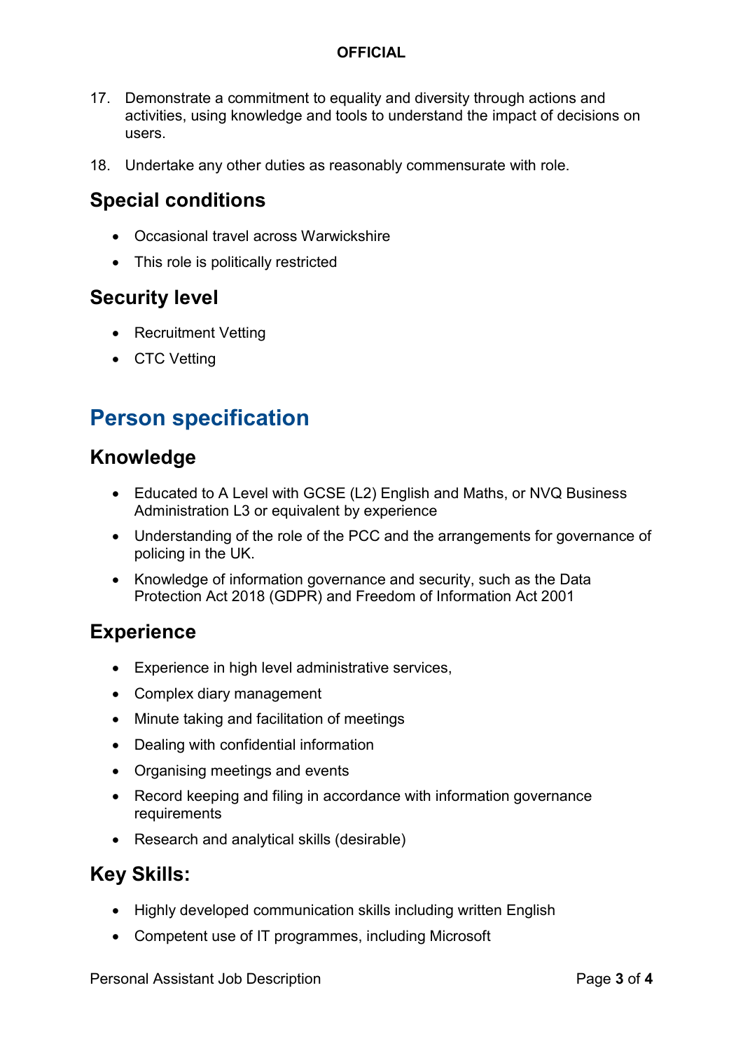17. Demonstrate a commitment to equality and diversity through actions and activities, using knowledge and tools to understand the impact of decisions on users.

18. Undertake any other duties as reasonably commensurate with role.

## Special conditions

- Occasional travel across Warwickshire
- This role is politically restricted

## Security level

- Recruitment Vetting
- CTC Vetting

# Person specification

## Knowledge

- Educated to A Level with GCSE (L2) English and Maths, or NVQ Business Administration L3 or equivalent by experience
- Understanding of the role of the PCC and the arrangements for governance of policing in the UK.
- Knowledge of information governance and security, such as the Data Protection Act 2018 (GDPR) and Freedom of Information Act 2001

## Experience

- Experience in high level administrative services,
- Complex diary management
- Minute taking and facilitation of meetings
- Dealing with confidential information
- Organising meetings and events
- Record keeping and filing in accordance with information governance requirements
- Research and analytical skills (desirable)

## Key Skills:

- Highly developed communication skills including written English
- Competent use of IT programmes, including Microsoft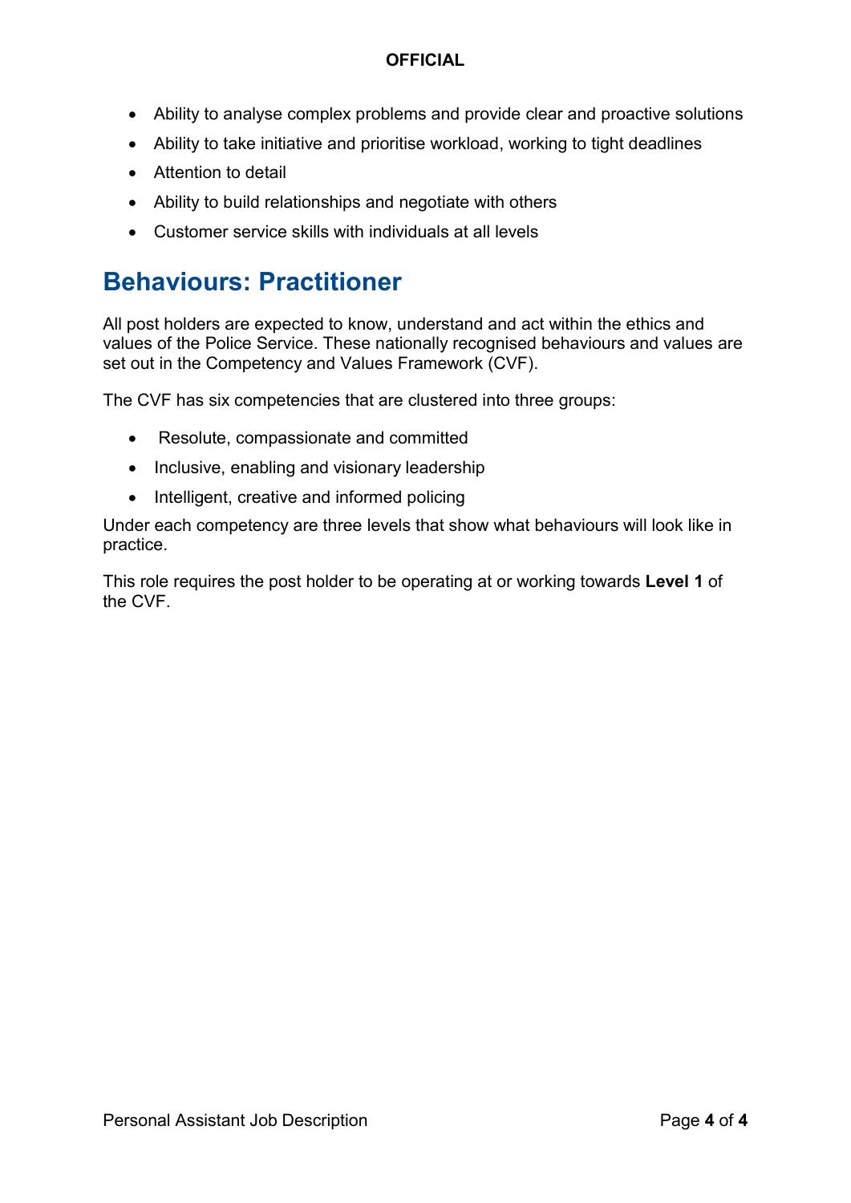- Ability to analyse complex problems and provide clear and proactive solutions
- Ability to take initiative and prioritise workload, working to tight deadlines
- Attention to detail
- Ability to build relationships and negotiate with others
- Customer service skills with individuals at all levels

## Behaviours: Practitioner

All post holders are expected to know, understand and act within the ethics and values of the Police Service. These nationally recognised behaviours and values are set out in the Competency and Values Framework (CVF).

The CVF has six competencies that are clustered into three groups:

- Resolute, compassionate and committed
- Inclusive, enabling and visionary leadership
- Intelligent, creative and informed policing

Under each competency are three levels that show what behaviours will look like in practice.

This role requires the post holder to be operating at or working towards **Level 1** of the CVF.